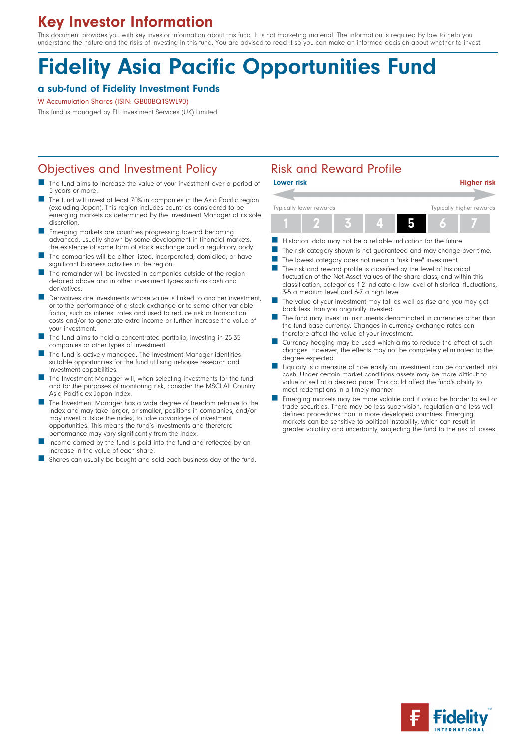# Key Investor Information

This document provides you with key investor information about this fund. It is not marketing material. The information is required by law to help you understand the nature and the risks of investing in this fund. You are advised to read it so you can make an informed decision about whether to invest.

# Fidelity Asia Pacific Opportunities Fund

### a sub-fund of Fidelity Investment Funds

W Accumulation Shares (ISIN: GB00BQ1SWL90)

This fund is managed by FIL Investment Services (UK) Limited

## Objectives and Investment Policy

- The fund aims to increase the value of your investment over a period of 5 years or more.
- The fund will invest at least 70% in companies in the Asia Pacific region (excluding Japan). This region includes countries considered to be emerging markets as determined by the Investment Manager at its sole discretion.
- Emerging markets are countries progressing toward becoming advanced, usually shown by some development in financial markets, the existence of some form of stock exchange and a regulatory body.
- The companies will be either listed, incorporated, domiciled, or have significant business activities in the region.
- The remainder will be invested in companies outside of the region detailed above and in other investment types such as cash and derivatives.
- Derivatives are investments whose value is linked to another investment, or to the performance of a stock exchange or to some other variable factor, such as interest rates and used to reduce risk or transaction costs and/or to generate extra income or further increase the value of your investment.
- The fund aims to hold a concentrated portfolio, investing in 25-35 companies or other types of investment.
- The fund is actively managed. The Investment Manager identifies suitable opportunities for the fund utilising in-house research and investment capabilities.
- The Investment Manager will, when selecting investments for the fund and for the purposes of monitoring risk, consider the MSCI All Country Asia Pacific ex Japan Index.
- The Investment Manager has a wide degree of freedom relative to the index and may take larger, or smaller, positions in companies, and/or may invest outside the index, to take advantage of investment opportunities. This means the fund's investments and therefore performance may vary significantly from the index.
- Income earned by the fund is paid into the fund and reflected by an increase in the value of each share.
- Shares can usually be bought and sold each business day of the fund.

## Risk and Reward Profile

| Lower risk | | | | | | Higher risk |
|---|---|---|---|---|---|---|
| Typically lower rewards | | | | | | Typically higher rewards |
| 1 | 2 | 3 | 4 | **5** | 6 | 7 |

- Historical data may not be a reliable indication for the future.
- The risk category shown is not guaranteed and may change over time.
- The lowest category does not mean a "risk free" investment.
- The risk and reward profile is classified by the level of historical fluctuation of the Net Asset Values of the share class, and within this classification, categories 1-2 indicate a low level of historical fluctuations, 3-5 a medium level and 6-7 a high level.
- The value of your investment may fall as well as rise and you may get back less than you originally invested.
- The fund may invest in instruments denominated in currencies other than the fund base currency. Changes in currency exchange rates can therefore affect the value of your investment.
- Currency hedging may be used which aims to reduce the effect of such changes. However, the effects may not be completely eliminated to the degree expected.
- Liquidity is a measure of how easily an investment can be converted into cash. Under certain market conditions assets may be more difficult to value or sell at a desired price. This could affect the fund's ability to meet redemptions in a timely manner.
- Emerging markets may be more volatile and it could be harder to sell or trade securities. There may be less supervision, regulation and less well-defined procedures than in more developed countries. Emerging markets can be sensitive to political instability, which can result in greater volatility and uncertainty, subjecting the fund to the risk of losses.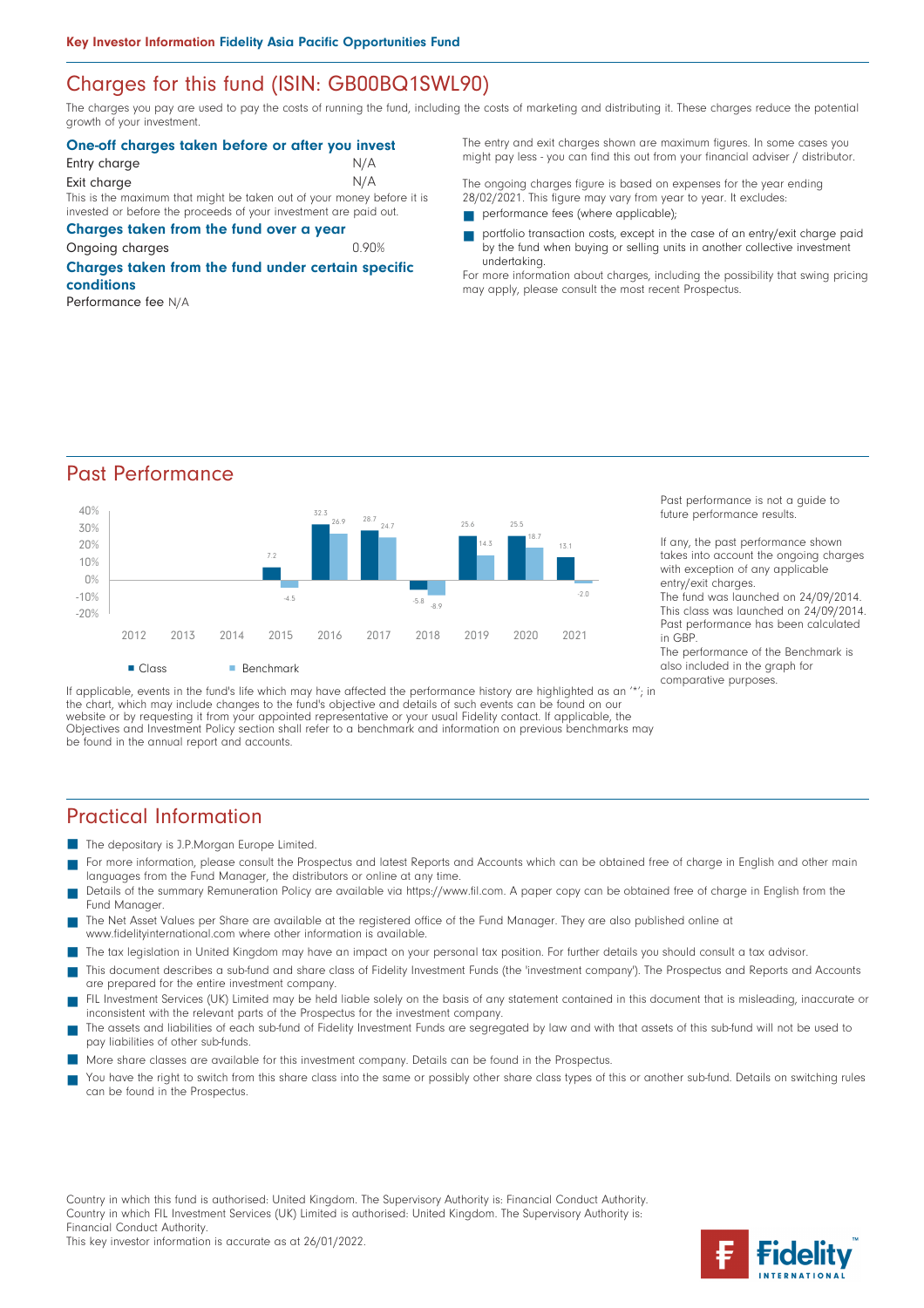## Charges for this fund (ISIN: GB00BQ1SWL90)

The charges you pay are used to pay the costs of running the fund, including the costs of marketing and distributing it. These charges reduce the potential growth of your investment.

### One-off charges taken before or after you invest

| | |
|---|---|
| Entry charge | N/A |
| Exit charge | N/A |

This is the maximum that might be taken out of your money before it is invested or before the proceeds of your investment are paid out.

### Charges taken from the fund over a year

| | |
|---|---|
| Ongoing charges | 0.90% |

### Charges taken from the fund under certain specific conditions

Performance fee N/A

The entry and exit charges shown are maximum figures. In some cases you might pay less - you can find this out from your financial adviser / distributor.

The ongoing charges figure is based on expenses for the year ending 28/02/2021. This figure may vary from year to year. It excludes:

- performance fees (where applicable);
- portfolio transaction costs, except in the case of an entry/exit charge paid by the fund when buying or selling units in another collective investment undertaking.

For more information about charges, including the possibility that swing pricing may apply, please consult the most recent Prospectus.

## Past Performance

40%
30%
20%
10%
0%
-10%
-20%

2012 2013 2014 2015 2016 2017 2018 2019 2020 2021

7.2 -4.5 32.3 26.9 28.7 24.7 -5.8 -8.9 25.6 14.3 25.5 18.7 13.1 -2.0

Class Benchmark

If applicable, events in the fund's life which may have affected the performance history are highlighted as an '*' in the chart, which may include changes to the fund's objective and details of such events can be found on our website or by requesting it from your appointed representative or your usual Fidelity contact. If applicable, the Objectives and Investment Policy section shall refer to a benchmark and information on previous benchmarks may be found in the annual report and accounts.

Past performance is not a guide to future performance results.

If any, the past performance shown takes into account the ongoing charges with exception of any applicable entry/exit charges.
The fund was launched on 24/09/2014. This class was launched on 24/09/2014.
Past performance has been calculated in GBP.
The performance of the Benchmark is also included in the graph for comparative purposes.

## Practical Information

- The depositary is J.P.Morgan Europe Limited.
- For more information, please consult the Prospectus and latest Reports and Accounts which can be obtained free of charge in English and other main languages from the Fund Manager, the distributors or online at any time.
- Details of the summary Remuneration Policy are available via https://www.fil.com. A paper copy can be obtained free of charge in English from the Fund Manager.
- The Net Asset Values per Share are available at the registered office of the Fund Manager. They are also published online at www.fidelityinternational.com where other information is available.
- The tax legislation in United Kingdom may have an impact on your personal tax position. For further details you should consult a tax advisor.
- This document describes a sub-fund and share class of Fidelity Investment Funds (the 'investment company'). The Prospectus and Reports and Accounts are prepared for the entire investment company.
- FIL Investment Services (UK) Limited may be held liable solely on the basis of any statement contained in this document that is misleading, inaccurate or inconsistent with the relevant parts of the Prospectus for the investment company.
- The assets and liabilities of each sub-fund of Fidelity Investment Funds are segregated by law and with that assets of this sub-fund will not be used to pay liabilities of other sub-funds.
- More share classes are available for this investment company. Details can be found in the Prospectus.
- You have the right to switch from this share class into the same or possibly other share class types of this or another sub-fund. Details on switching rules can be found in the Prospectus.

Country in which this fund is authorised: United Kingdom. The Supervisory Authority is: Financial Conduct Authority.
Country in which FIL Investment Services (UK) Limited is authorised: United Kingdom. The Supervisory Authority is: Financial Conduct Authority.
This key investor information is accurate as at 26/01/2022.